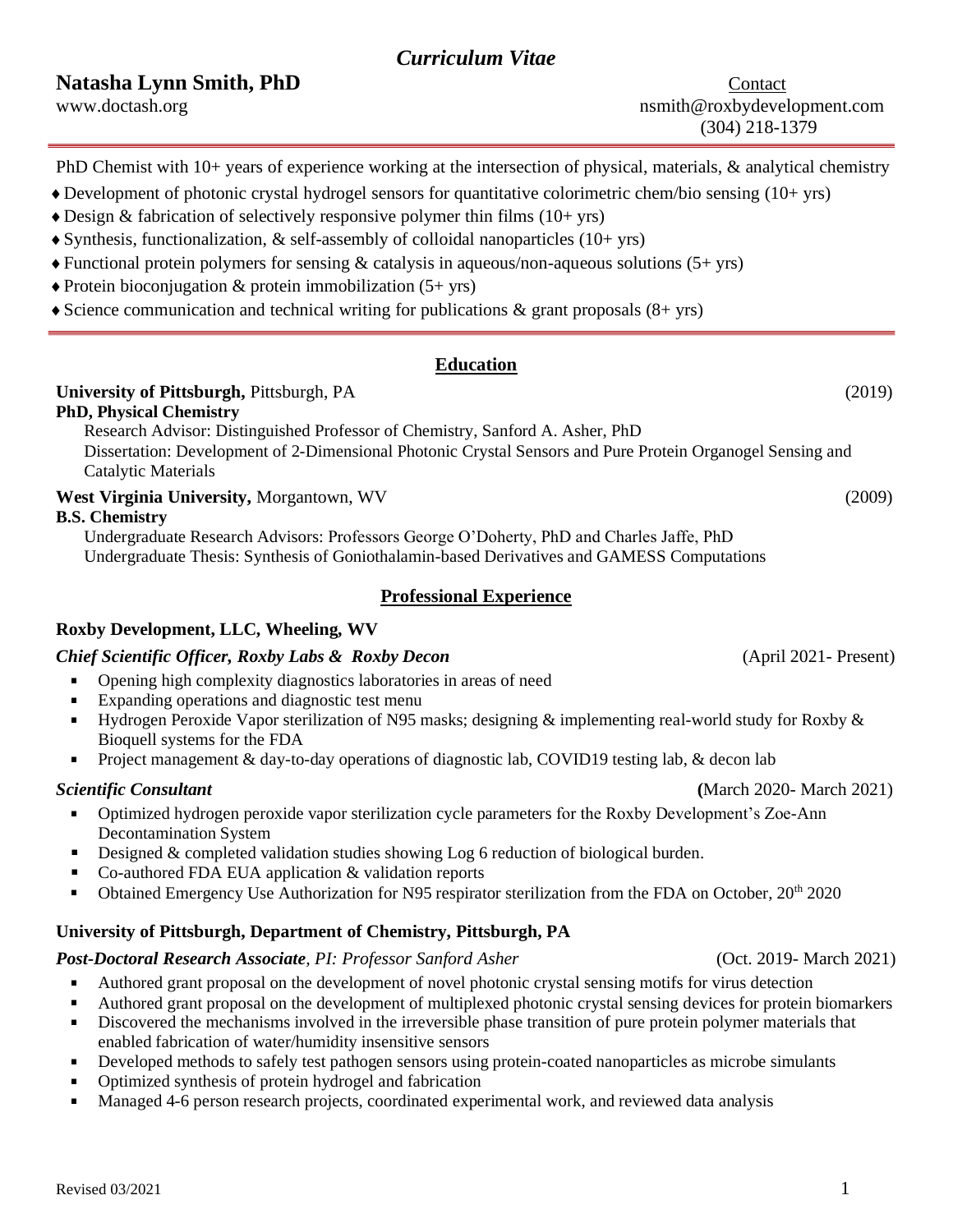# *Curriculum Vitae*

**Natasha Lynn Smith, PhD**
www.doctash.org

Contact
nsmith@roxbydevelopment.com
(304) 218-1379

PhD Chemist with 10+ years of experience working at the intersection of physical, materials, & analytical chemistry

- Development of photonic crystal hydrogel sensors for quantitative colorimetric chem/bio sensing (10+ yrs)
- Design & fabrication of selectively responsive polymer thin films (10+ yrs)
- Synthesis, functionalization, & self-assembly of colloidal nanoparticles (10+ yrs)
- Functional protein polymers for sensing & catalysis in aqueous/non-aqueous solutions (5+ yrs)
- Protein bioconjugation & protein immobilization (5+ yrs)
- Science communication and technical writing for publications & grant proposals (8+ yrs)

## Education

**University of Pittsburgh,** Pittsburgh, PA (2019)
**PhD, Physical Chemistry**
Research Advisor: Distinguished Professor of Chemistry, Sanford A. Asher, PhD
Dissertation: Development of 2-Dimensional Photonic Crystal Sensors and Pure Protein Organogel Sensing and Catalytic Materials

**West Virginia University,** Morgantown, WV (2009)
**B.S. Chemistry**
Undergraduate Research Advisors: Professors George O'Doherty, PhD and Charles Jaffe, PhD
Undergraduate Thesis: Synthesis of Goniothalamin-based Derivatives and GAMESS Computations

## Professional Experience

**Roxby Development, LLC, Wheeling, WV**

***Chief Scientific Officer, Roxby Labs & Roxby Decon*** (April 2021- Present)

- Opening high complexity diagnostics laboratories in areas of need
- Expanding operations and diagnostic test menu
- Hydrogen Peroxide Vapor sterilization of N95 masks; designing & implementing real-world study for Roxby & Bioquell systems for the FDA
- Project management & day-to-day operations of diagnostic lab, COVID19 testing lab, & decon lab

***Scientific Consultant*** **(**March 2020- March 2021)

- Optimized hydrogen peroxide vapor sterilization cycle parameters for the Roxby Development's Zoe-Ann Decontamination System
- Designed & completed validation studies showing Log 6 reduction of biological burden.
- Co-authored FDA EUA application & validation reports
- Obtained Emergency Use Authorization for N95 respirator sterilization from the FDA on October, 20th 2020

**University of Pittsburgh, Department of Chemistry, Pittsburgh, PA**

***Post-Doctoral Research Associate****, PI: Professor Sanford Asher* (Oct. 2019- March 2021)

- Authored grant proposal on the development of novel photonic crystal sensing motifs for virus detection
- Authored grant proposal on the development of multiplexed photonic crystal sensing devices for protein biomarkers
- Discovered the mechanisms involved in the irreversible phase transition of pure protein polymer materials that enabled fabrication of water/humidity insensitive sensors
- Developed methods to safely test pathogen sensors using protein-coated nanoparticles as microbe simulants
- Optimized synthesis of protein hydrogel and fabrication
- Managed 4-6 person research projects, coordinated experimental work, and reviewed data analysis

Revised 03/2021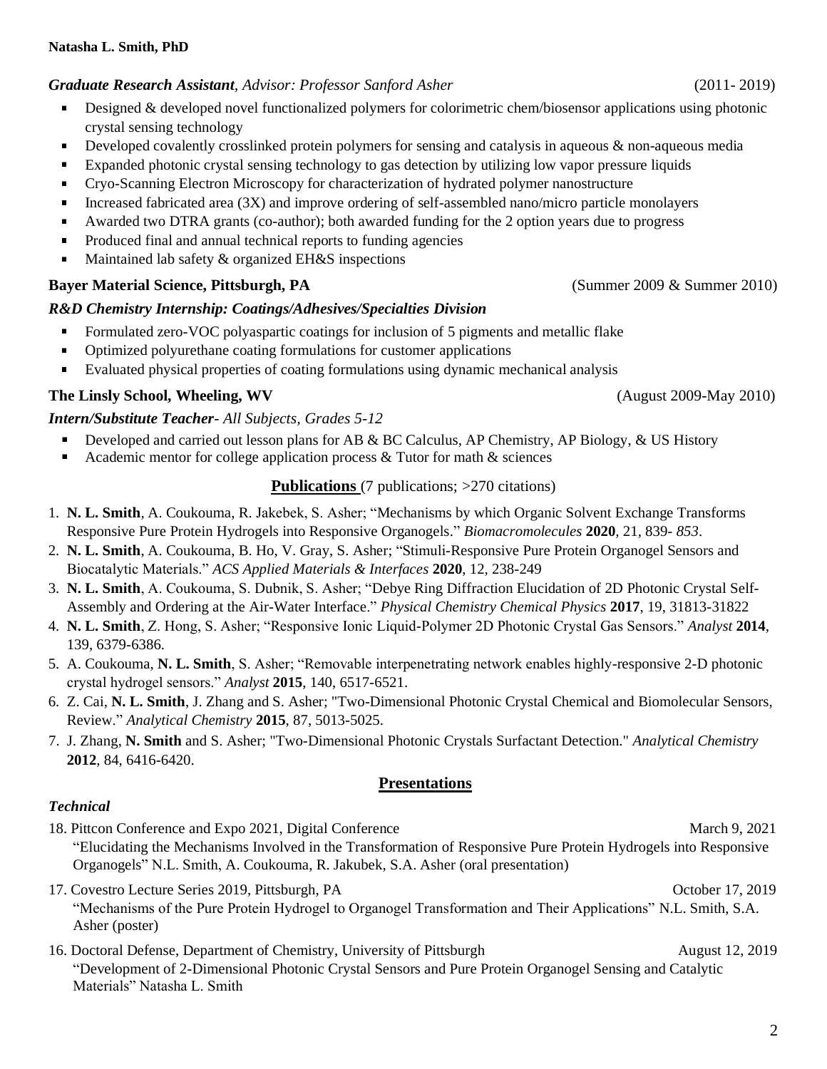***Graduate Research Assistant**, Advisor: Professor Sanford Asher* (2011- 2019)

- Designed & developed novel functionalized polymers for colorimetric chem/biosensor applications using photonic crystal sensing technology
- Developed covalently crosslinked protein polymers for sensing and catalysis in aqueous & non-aqueous media
- Expanded photonic crystal sensing technology to gas detection by utilizing low vapor pressure liquids
- Cryo-Scanning Electron Microscopy for characterization of hydrated polymer nanostructure
- Increased fabricated area (3X) and improve ordering of self-assembled nano/micro particle monolayers
- Awarded two DTRA grants (co-author); both awarded funding for the 2 option years due to progress
- Produced final and annual technical reports to funding agencies
- Maintained lab safety & organized EH&S inspections

**Bayer Material Science, Pittsburgh, PA** (Summer 2009 & Summer 2010)

***R&D Chemistry Internship: Coatings/Adhesives/Specialties Division***

- Formulated zero-VOC polyaspartic coatings for inclusion of 5 pigments and metallic flake
- Optimized polyurethane coating formulations for customer applications
- Evaluated physical properties of coating formulations using dynamic mechanical analysis

**The Linsly School, Wheeling, WV** (August 2009-May 2010)

***Intern/Substitute Teacher**- All Subjects, Grades 5-12*

- Developed and carried out lesson plans for AB & BC Calculus, AP Chemistry, AP Biology, & US History
- Academic mentor for college application process & Tutor for math & sciences

## Publications (7 publications; >270 citations)

1. **N. L. Smith**, A. Coukouma, R. Jakebek, S. Asher; "Mechanisms by which Organic Solvent Exchange Transforms Responsive Pure Protein Hydrogels into Responsive Organogels." *Biomacromolecules* **2020**, 21, 839- *853*.
2. **N. L. Smith**, A. Coukouma, B. Ho, V. Gray, S. Asher; "Stimuli-Responsive Pure Protein Organogel Sensors and Biocatalytic Materials." *ACS Applied Materials & Interfaces* **2020**, 12, 238-249
3. **N. L. Smith**, A. Coukouma, S. Dubnik, S. Asher; "Debye Ring Diffraction Elucidation of 2D Photonic Crystal Self-Assembly and Ordering at the Air-Water Interface." *Physical Chemistry Chemical Physics* **2017**, 19, 31813-31822
4. **N. L. Smith**, Z. Hong, S. Asher; "Responsive Ionic Liquid-Polymer 2D Photonic Crystal Gas Sensors." *Analyst* **2014**, 139, 6379-6386.
5. A. Coukouma, **N. L. Smith**, S. Asher; "Removable interpenetrating network enables highly-responsive 2-D photonic crystal hydrogel sensors." *Analyst* **2015**, 140, 6517-6521.
6. Z. Cai, **N. L. Smith**, J. Zhang and S. Asher; "Two-Dimensional Photonic Crystal Chemical and Biomolecular Sensors, Review." *Analytical Chemistry* **2015**, 87, 5013-5025.
7. J. Zhang, **N. Smith** and S. Asher; "Two-Dimensional Photonic Crystals Surfactant Detection." *Analytical Chemistry* **2012**, 84, 6416-6420.

## Presentations

### *Technical*

18. Pittcon Conference and Expo 2021, Digital Conference — March 9, 2021
 "Elucidating the Mechanisms Involved in the Transformation of Responsive Pure Protein Hydrogels into Responsive Organogels" N.L. Smith, A. Coukouma, R. Jakubek, S.A. Asher (oral presentation)

17. Covestro Lecture Series 2019, Pittsburgh, PA — October 17, 2019
 "Mechanisms of the Pure Protein Hydrogel to Organogel Transformation and Their Applications" N.L. Smith, S.A. Asher (poster)

16. Doctoral Defense, Department of Chemistry, University of Pittsburgh — August 12, 2019
 "Development of 2-Dimensional Photonic Crystal Sensors and Pure Protein Organogel Sensing and Catalytic Materials" Natasha L. Smith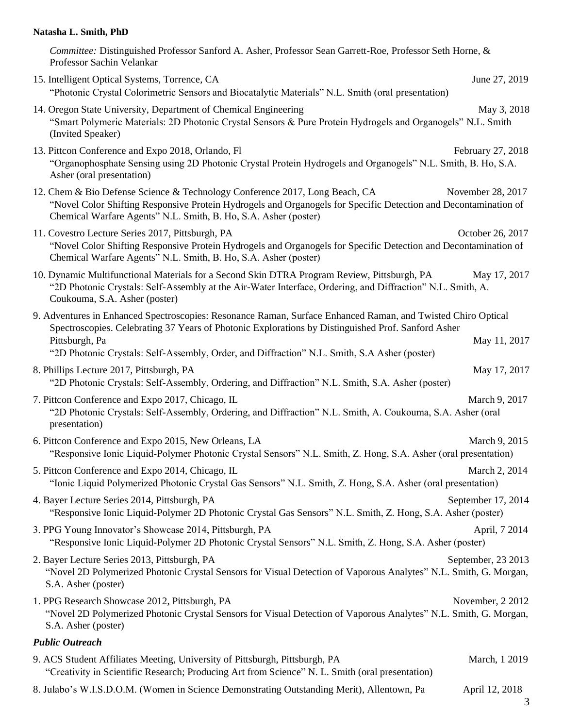*Committee:* Distinguished Professor Sanford A. Asher, Professor Sean Garrett-Roe, Professor Seth Horne, & Professor Sachin Velankar

15. Intelligent Optical Systems, Torrence, CA — June 27, 2019
"Photonic Crystal Colorimetric Sensors and Biocatalytic Materials" N.L. Smith (oral presentation)

14. Oregon State University, Department of Chemical Engineering — May 3, 2018
"Smart Polymeric Materials: 2D Photonic Crystal Sensors & Pure Protein Hydrogels and Organogels" N.L. Smith (Invited Speaker)

13. Pittcon Conference and Expo 2018, Orlando, Fl — February 27, 2018
"Organophosphate Sensing using 2D Photonic Crystal Protein Hydrogels and Organogels" N.L. Smith, B. Ho, S.A. Asher (oral presentation)

12. Chem & Bio Defense Science & Technology Conference 2017, Long Beach, CA — November 28, 2017
"Novel Color Shifting Responsive Protein Hydrogels and Organogels for Specific Detection and Decontamination of Chemical Warfare Agents" N.L. Smith, B. Ho, S.A. Asher (poster)

11. Covestro Lecture Series 2017, Pittsburgh, PA — October 26, 2017
"Novel Color Shifting Responsive Protein Hydrogels and Organogels for Specific Detection and Decontamination of Chemical Warfare Agents" N.L. Smith, B. Ho, S.A. Asher (poster)

10. Dynamic Multifunctional Materials for a Second Skin DTRA Program Review, Pittsburgh, PA — May 17, 2017
"2D Photonic Crystals: Self-Assembly at the Air-Water Interface, Ordering, and Diffraction" N.L. Smith, A. Coukouma, S.A. Asher (poster)

9. Adventures in Enhanced Spectroscopies: Resonance Raman, Surface Enhanced Raman, and Twisted Chiro Optical Spectroscopies. Celebrating 37 Years of Photonic Explorations by Distinguished Prof. Sanford Asher Pittsburgh, Pa — May 11, 2017
"2D Photonic Crystals: Self-Assembly, Order, and Diffraction" N.L. Smith, S.A Asher (poster)

8. Phillips Lecture 2017, Pittsburgh, PA — May 17, 2017
"2D Photonic Crystals: Self-Assembly, Ordering, and Diffraction" N.L. Smith, S.A. Asher (poster)

7. Pittcon Conference and Expo 2017, Chicago, IL — March 9, 2017
"2D Photonic Crystals: Self-Assembly, Ordering, and Diffraction" N.L. Smith, A. Coukouma, S.A. Asher (oral presentation)

6. Pittcon Conference and Expo 2015, New Orleans, LA — March 9, 2015
"Responsive Ionic Liquid-Polymer Photonic Crystal Sensors" N.L. Smith, Z. Hong, S.A. Asher (oral presentation)

5. Pittcon Conference and Expo 2014, Chicago, IL — March 2, 2014
"Ionic Liquid Polymerized Photonic Crystal Gas Sensors" N.L. Smith, Z. Hong, S.A. Asher (oral presentation)

4. Bayer Lecture Series 2014, Pittsburgh, PA — September 17, 2014
"Responsive Ionic Liquid-Polymer 2D Photonic Crystal Gas Sensors" N.L. Smith, Z. Hong, S.A. Asher (poster)

3. PPG Young Innovator's Showcase 2014, Pittsburgh, PA — April, 7 2014
"Responsive Ionic Liquid-Polymer 2D Photonic Crystal Sensors" N.L. Smith, Z. Hong, S.A. Asher (poster)

2. Bayer Lecture Series 2013, Pittsburgh, PA — September, 23 2013
"Novel 2D Polymerized Photonic Crystal Sensors for Visual Detection of Vaporous Analytes" N.L. Smith, G. Morgan, S.A. Asher (poster)

1. PPG Research Showcase 2012, Pittsburgh, PA — November, 2 2012
"Novel 2D Polymerized Photonic Crystal Sensors for Visual Detection of Vaporous Analytes" N.L. Smith, G. Morgan, S.A. Asher (poster)

### *Public Outreach*

9. ACS Student Affiliates Meeting, University of Pittsburgh, Pittsburgh, PA — March, 1 2019
"Creativity in Scientific Research; Producing Art from Science" N. L. Smith (oral presentation)

8. Julabo's W.I.S.D.O.M. (Women in Science Demonstrating Outstanding Merit), Allentown, Pa — April 12, 2018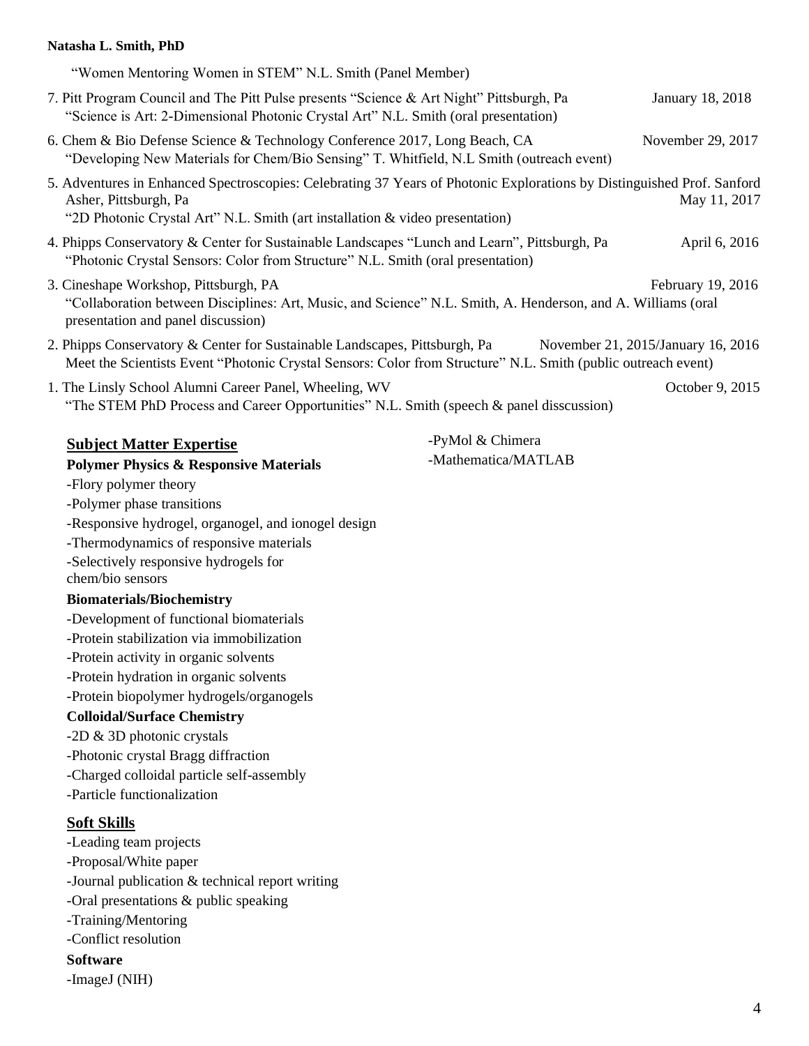"Women Mentoring Women in STEM" N.L. Smith (Panel Member)

7. Pitt Program Council and The Pitt Pulse presents "Science & Art Night" Pittsburgh, Pa — January 18, 2018
   "Science is Art: 2-Dimensional Photonic Crystal Art" N.L. Smith (oral presentation)
6. Chem & Bio Defense Science & Technology Conference 2017, Long Beach, CA — November 29, 2017
   "Developing New Materials for Chem/Bio Sensing" T. Whitfield, N.L Smith (outreach event)
5. Adventures in Enhanced Spectroscopies: Celebrating 37 Years of Photonic Explorations by Distinguished Prof. Sanford Asher, Pittsburgh, Pa — May 11, 2017
   "2D Photonic Crystal Art" N.L. Smith (art installation & video presentation)
4. Phipps Conservatory & Center for Sustainable Landscapes "Lunch and Learn", Pittsburgh, Pa — April 6, 2016
   "Photonic Crystal Sensors: Color from Structure" N.L. Smith (oral presentation)
3. Cineshape Workshop, Pittsburgh, PA — February 19, 2016
   "Collaboration between Disciplines: Art, Music, and Science" N.L. Smith, A. Henderson, and A. Williams (oral presentation and panel discussion)
2. Phipps Conservatory & Center for Sustainable Landscapes, Pittsburgh, Pa — November 21, 2015/January 16, 2016
   Meet the Scientists Event "Photonic Crystal Sensors: Color from Structure" N.L. Smith (public outreach event)
1. The Linsly School Alumni Career Panel, Wheeling, WV — October 9, 2015
   "The STEM PhD Process and Career Opportunities" N.L. Smith (speech & panel disscussion)

## Subject Matter Expertise

**Polymer Physics & Responsive Materials**

-Flory polymer theory
-Polymer phase transitions
-Responsive hydrogel, organogel, and ionogel design
-Thermodynamics of responsive materials
-Selectively responsive hydrogels for chem/bio sensors

**Biomaterials/Biochemistry**

-Development of functional biomaterials
-Protein stabilization via immobilization
-Protein activity in organic solvents
-Protein hydration in organic solvents
-Protein biopolymer hydrogels/organogels

**Colloidal/Surface Chemistry**

-2D & 3D photonic crystals
-Photonic crystal Bragg diffraction
-Charged colloidal particle self-assembly
-Particle functionalization

## Soft Skills

-Leading team projects
-Proposal/White paper
-Journal publication & technical report writing
-Oral presentations & public speaking
-Training/Mentoring
-Conflict resolution

**Software**

-ImageJ (NIH)
-PyMol & Chimera
-Mathematica/MATLAB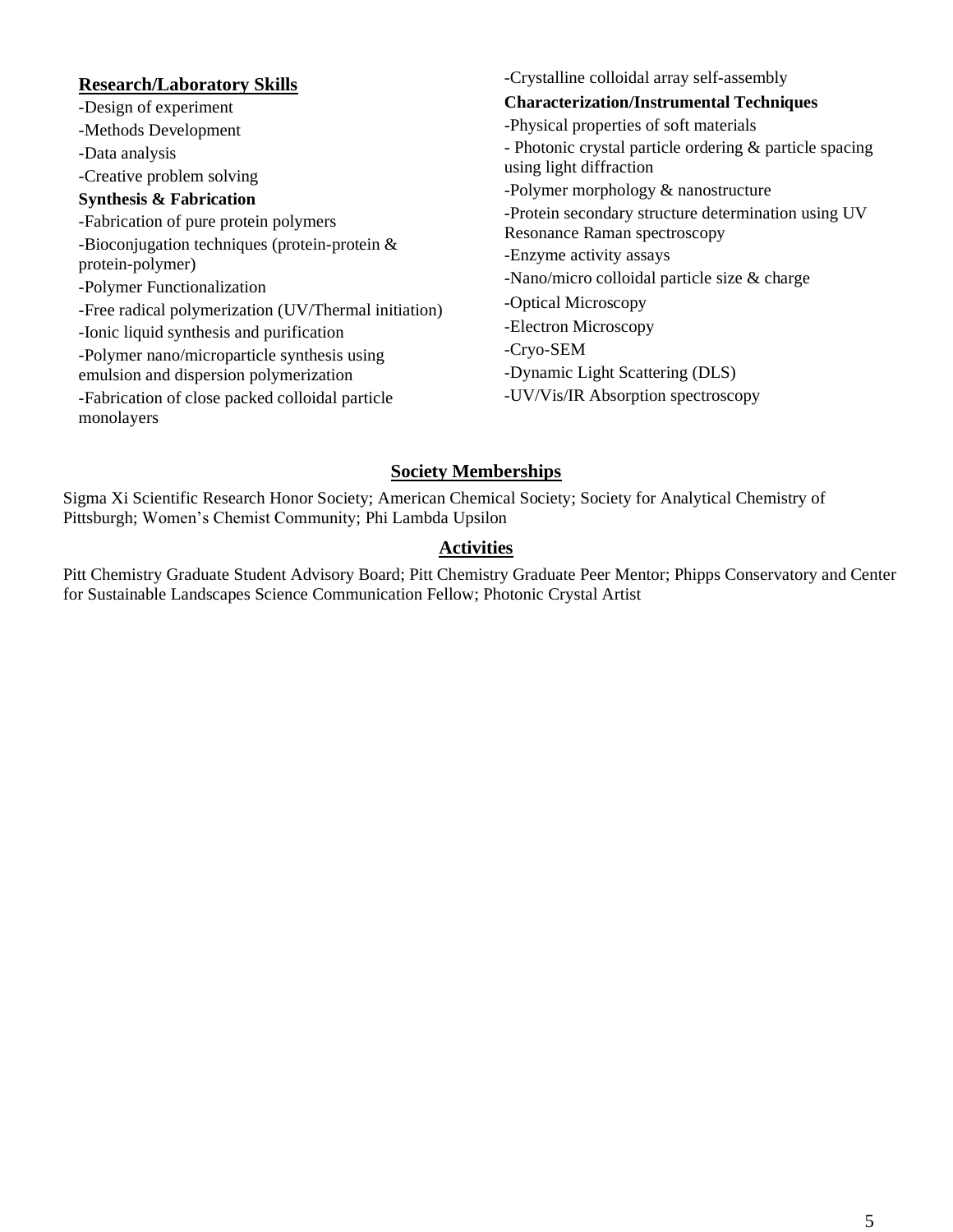## Research/Laboratory Skills

- Design of experiment
- Methods Development
- Data analysis
- Creative problem solving

**Synthesis & Fabrication**

- Fabrication of pure protein polymers
- Bioconjugation techniques (protein-protein & protein-polymer)
- Polymer Functionalization
- Free radical polymerization (UV/Thermal initiation)
- Ionic liquid synthesis and purification
- Polymer nano/microparticle synthesis using emulsion and dispersion polymerization
- Fabrication of close packed colloidal particle monolayers
- Crystalline colloidal array self-assembly

**Characterization/Instrumental Techniques**

- Physical properties of soft materials
- Photonic crystal particle ordering & particle spacing using light diffraction
- Polymer morphology & nanostructure
- Protein secondary structure determination using UV Resonance Raman spectroscopy
- Enzyme activity assays
- Nano/micro colloidal particle size & charge
- Optical Microscopy
- Electron Microscopy
- Cryo-SEM
- Dynamic Light Scattering (DLS)
- UV/Vis/IR Absorption spectroscopy

## Society Memberships

Sigma Xi Scientific Research Honor Society; American Chemical Society; Society for Analytical Chemistry of Pittsburgh; Women's Chemist Community; Phi Lambda Upsilon

## Activities

Pitt Chemistry Graduate Student Advisory Board; Pitt Chemistry Graduate Peer Mentor; Phipps Conservatory and Center for Sustainable Landscapes Science Communication Fellow; Photonic Crystal Artist